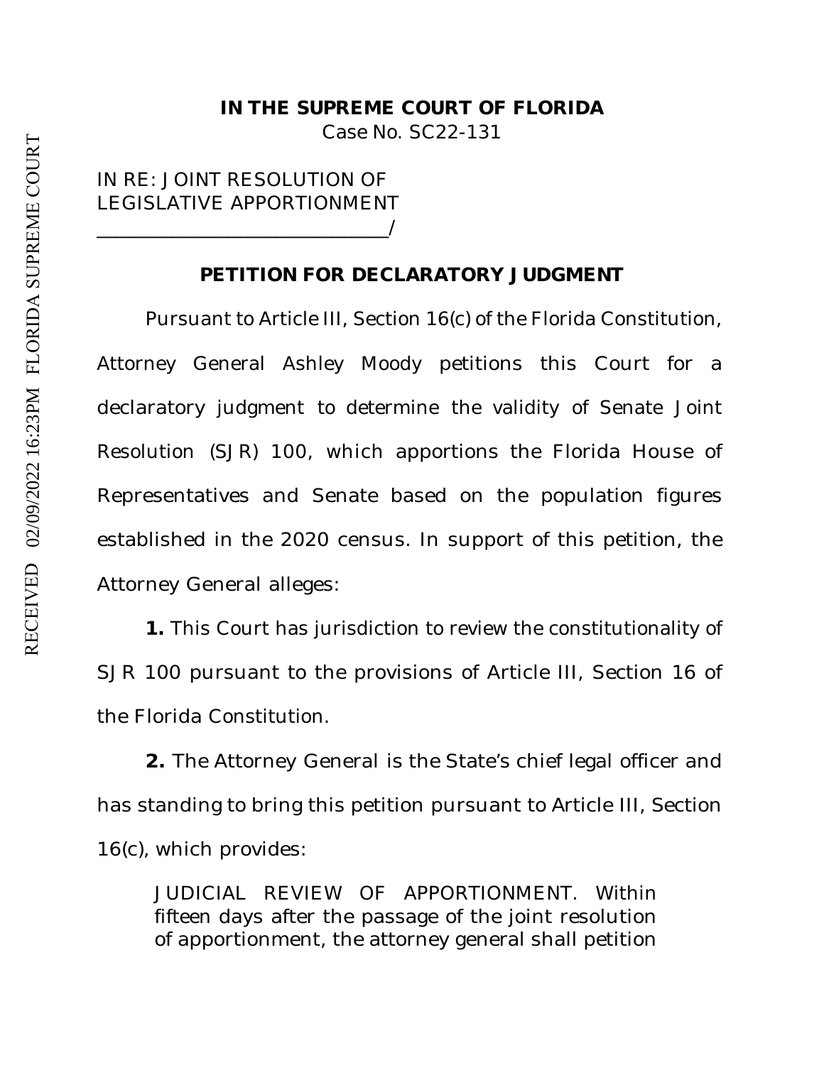**IN THE SUPREME COURT OF FLORIDA**
Case No. SC22-131

IN RE: JOINT RESOLUTION OF
LEGISLATIVE APPORTIONMENT
_____________________________/

**PETITION FOR DECLARATORY JUDGMENT**

Pursuant to Article III, Section 16(c) of the Florida Constitution, Attorney General Ashley Moody petitions this Court for a declaratory judgment to determine the validity of Senate Joint Resolution (SJR) 100, which apportions the Florida House of Representatives and Senate based on the population figures established in the 2020 census. In support of this petition, the Attorney General alleges:

**1.** This Court has jurisdiction to review the constitutionality of SJR 100 pursuant to the provisions of Article III, Section 16 of the Florida Constitution.

**2.** The Attorney General is the State's chief legal officer and has standing to bring this petition pursuant to Article III, Section 16(c), which provides:

> JUDICIAL REVIEW OF APPORTIONMENT. Within fifteen days after the passage of the joint resolution of apportionment, the attorney general shall petition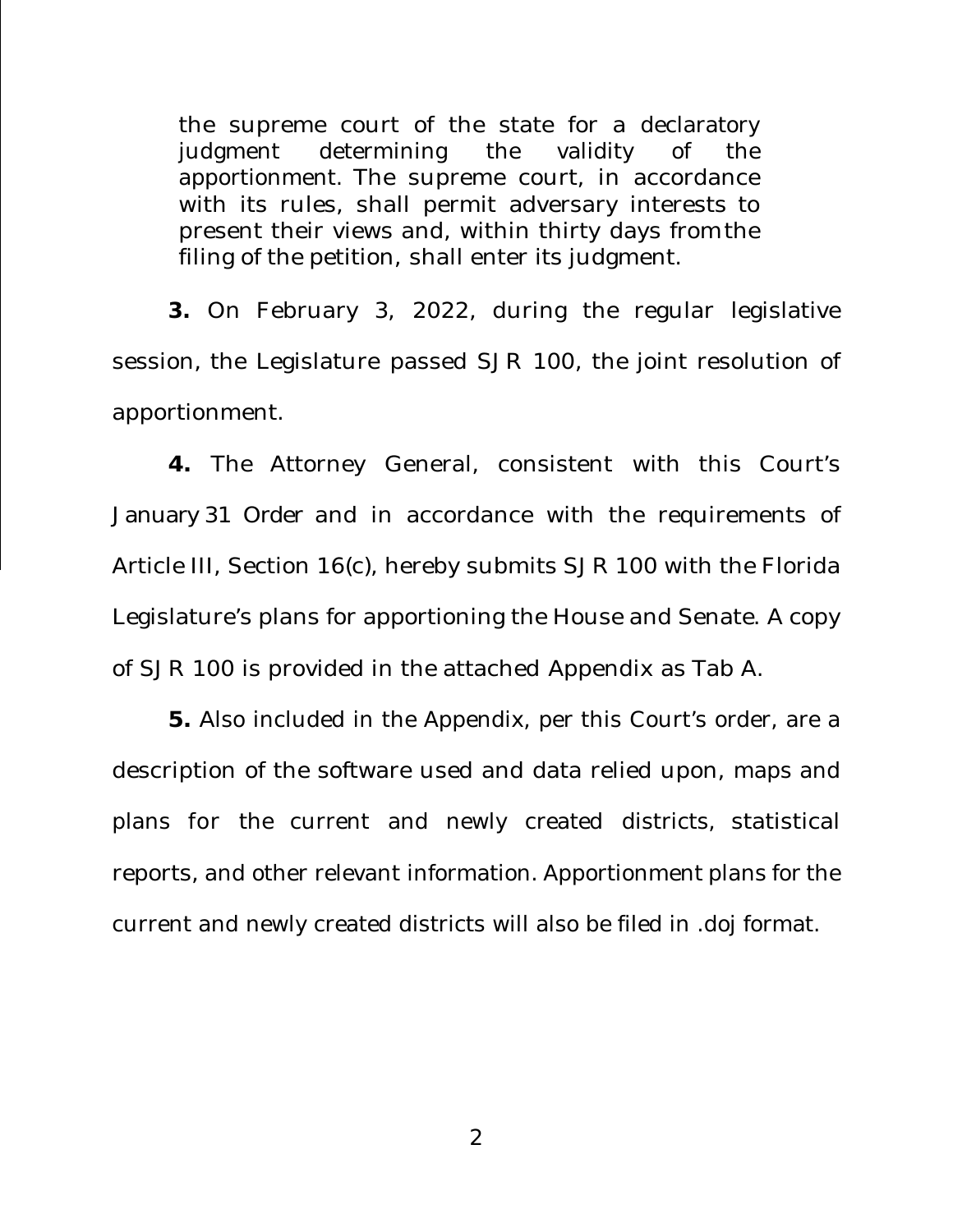> the supreme court of the state for a declaratory judgment determining the validity of the apportionment. The supreme court, in accordance with its rules, shall permit adversary interests to present their views and, within thirty days from the filing of the petition, shall enter its judgment.

**3.** On February 3, 2022, during the regular legislative session, the Legislature passed SJR 100, the joint resolution of apportionment.

**4.** The Attorney General, consistent with this Court's January 31 Order and in accordance with the requirements of Article III, Section 16(c), hereby submits SJR 100 with the Florida Legislature's plans for apportioning the House and Senate. A copy of SJR 100 is provided in the attached Appendix as Tab A.

**5.** Also included in the Appendix, per this Court's order, are a description of the software used and data relied upon, maps and plans for the current and newly created districts, statistical reports, and other relevant information. Apportionment plans for the current and newly created districts will also be filed in .doj format.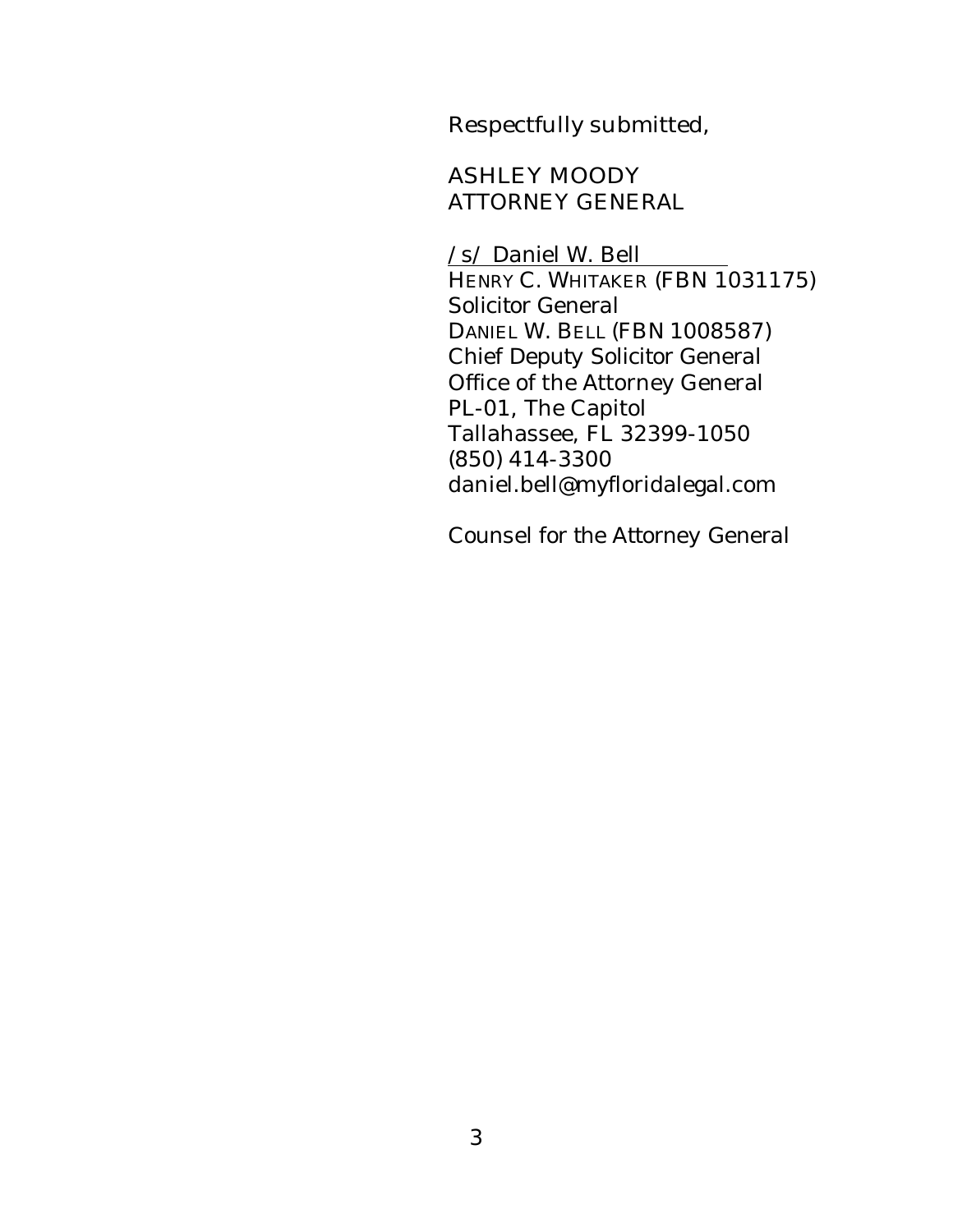Respectfully submitted,

ASHLEY MOODY
ATTORNEY GENERAL

/s/ Daniel W. Bell
HENRY C. WHITAKER (FBN 1031175)
Solicitor General
DANIEL W. BELL (FBN 1008587)
Chief Deputy Solicitor General
Office of the Attorney General
PL-01, The Capitol
Tallahassee, FL 32399-1050
(850) 414-3300
daniel.bell@myfloridalegal.com

*Counsel for the Attorney General*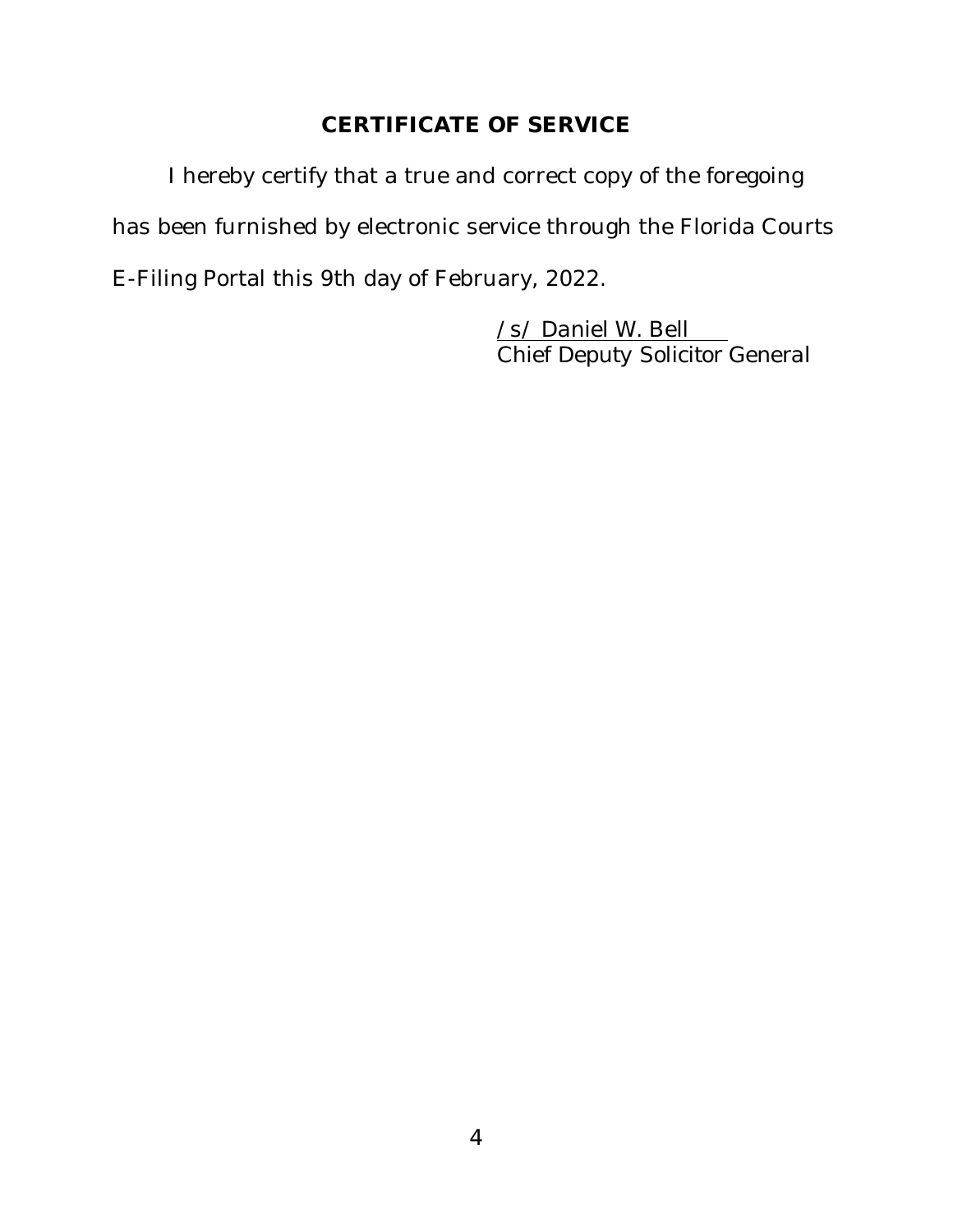## CERTIFICATE OF SERVICE

I hereby certify that a true and correct copy of the foregoing has been furnished by electronic service through the Florida Courts E-Filing Portal this 9th day of February, 2022.

/s/ Daniel W. Bell
Chief Deputy Solicitor General